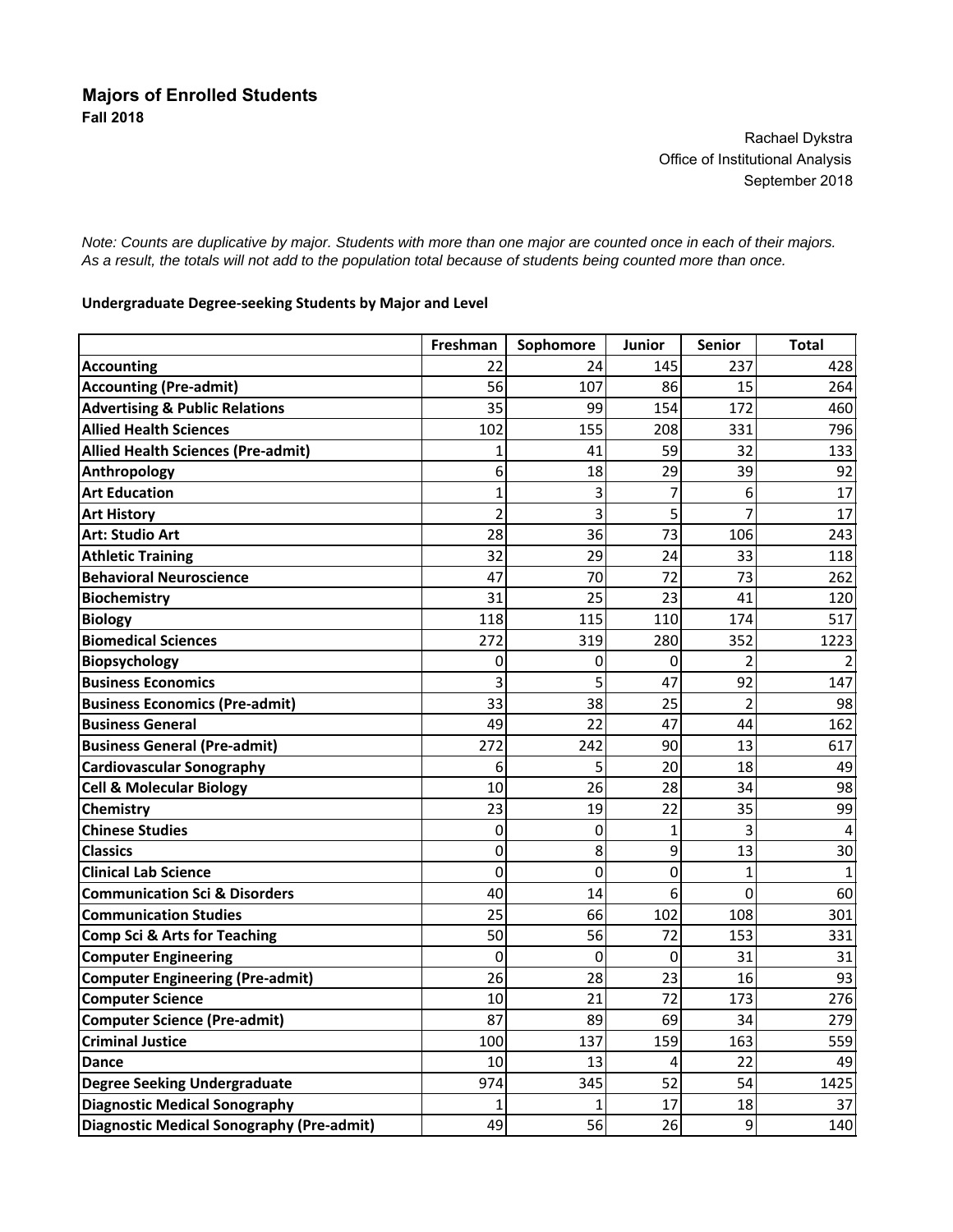## Majors of Enrolled Students

**Fall 2018**

Rachael Dykstra
Office of Institutional Analysis
September 2018

*Note: Counts are duplicative by major. Students with more than one major are counted once in each of their majors. As a result, the totals will not add to the population total because of students being counted more than once.*

**Undergraduate Degree-seeking Students by Major and Level**

| | Freshman | Sophomore | Junior | Senior | Total |
|---|---|---|---|---|---|
| **Accounting** | 22 | 24 | 145 | 237 | 428 |
| **Accounting (Pre-admit)** | 56 | 107 | 86 | 15 | 264 |
| **Advertising & Public Relations** | 35 | 99 | 154 | 172 | 460 |
| **Allied Health Sciences** | 102 | 155 | 208 | 331 | 796 |
| **Allied Health Sciences (Pre-admit)** | 1 | 41 | 59 | 32 | 133 |
| **Anthropology** | 6 | 18 | 29 | 39 | 92 |
| **Art Education** | 1 | 3 | 7 | 6 | 17 |
| **Art History** | 2 | 3 | 5 | 7 | 17 |
| **Art: Studio Art** | 28 | 36 | 73 | 106 | 243 |
| **Athletic Training** | 32 | 29 | 24 | 33 | 118 |
| **Behavioral Neuroscience** | 47 | 70 | 72 | 73 | 262 |
| **Biochemistry** | 31 | 25 | 23 | 41 | 120 |
| **Biology** | 118 | 115 | 110 | 174 | 517 |
| **Biomedical Sciences** | 272 | 319 | 280 | 352 | 1223 |
| **Biopsychology** | 0 | 0 | 0 | 2 | 2 |
| **Business Economics** | 3 | 5 | 47 | 92 | 147 |
| **Business Economics (Pre-admit)** | 33 | 38 | 25 | 2 | 98 |
| **Business General** | 49 | 22 | 47 | 44 | 162 |
| **Business General (Pre-admit)** | 272 | 242 | 90 | 13 | 617 |
| **Cardiovascular Sonography** | 6 | 5 | 20 | 18 | 49 |
| **Cell & Molecular Biology** | 10 | 26 | 28 | 34 | 98 |
| **Chemistry** | 23 | 19 | 22 | 35 | 99 |
| **Chinese Studies** | 0 | 0 | 1 | 3 | 4 |
| **Classics** | 0 | 8 | 9 | 13 | 30 |
| **Clinical Lab Science** | 0 | 0 | 0 | 1 | 1 |
| **Communication Sci & Disorders** | 40 | 14 | 6 | 0 | 60 |
| **Communication Studies** | 25 | 66 | 102 | 108 | 301 |
| **Comp Sci & Arts for Teaching** | 50 | 56 | 72 | 153 | 331 |
| **Computer Engineering** | 0 | 0 | 0 | 31 | 31 |
| **Computer Engineering (Pre-admit)** | 26 | 28 | 23 | 16 | 93 |
| **Computer Science** | 10 | 21 | 72 | 173 | 276 |
| **Computer Science (Pre-admit)** | 87 | 89 | 69 | 34 | 279 |
| **Criminal Justice** | 100 | 137 | 159 | 163 | 559 |
| **Dance** | 10 | 13 | 4 | 22 | 49 |
| **Degree Seeking Undergraduate** | 974 | 345 | 52 | 54 | 1425 |
| **Diagnostic Medical Sonography** | 1 | 1 | 17 | 18 | 37 |
| **Diagnostic Medical Sonography (Pre-admit)** | 49 | 56 | 26 | 9 | 140 |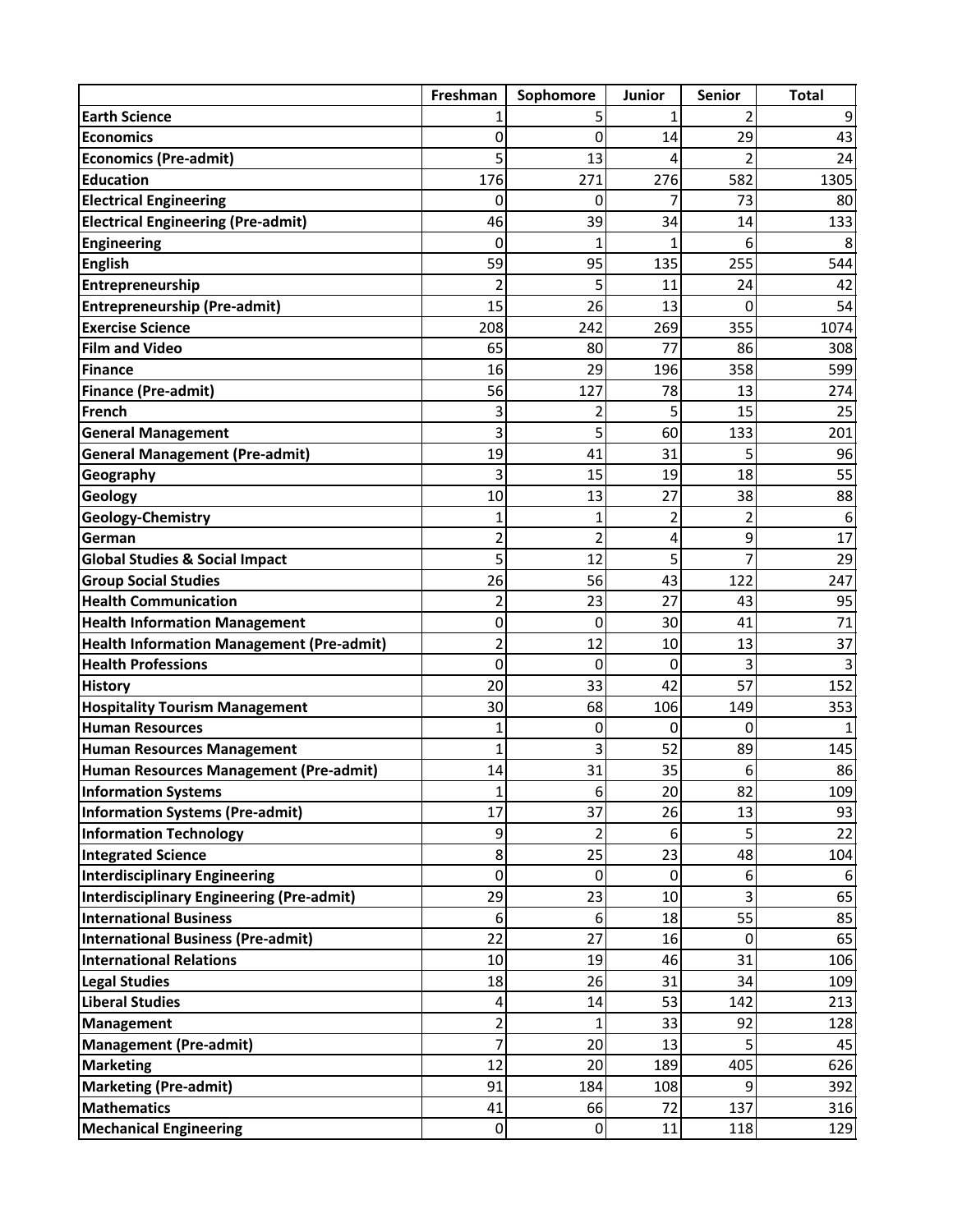| | Freshman | Sophomore | Junior | Senior | Total |
|---|---|---|---|---|---|
| **Earth Science** | 1 | 5 | 1 | 2 | 9 |
| **Economics** | 0 | 0 | 14 | 29 | 43 |
| **Economics (Pre-admit)** | 5 | 13 | 4 | 2 | 24 |
| **Education** | 176 | 271 | 276 | 582 | 1305 |
| **Electrical Engineering** | 0 | 0 | 7 | 73 | 80 |
| **Electrical Engineering (Pre-admit)** | 46 | 39 | 34 | 14 | 133 |
| **Engineering** | 0 | 1 | 1 | 6 | 8 |
| **English** | 59 | 95 | 135 | 255 | 544 |
| **Entrepreneurship** | 2 | 5 | 11 | 24 | 42 |
| **Entrepreneurship (Pre-admit)** | 15 | 26 | 13 | 0 | 54 |
| **Exercise Science** | 208 | 242 | 269 | 355 | 1074 |
| **Film and Video** | 65 | 80 | 77 | 86 | 308 |
| **Finance** | 16 | 29 | 196 | 358 | 599 |
| **Finance (Pre-admit)** | 56 | 127 | 78 | 13 | 274 |
| **French** | 3 | 2 | 5 | 15 | 25 |
| **General Management** | 3 | 5 | 60 | 133 | 201 |
| **General Management (Pre-admit)** | 19 | 41 | 31 | 5 | 96 |
| **Geography** | 3 | 15 | 19 | 18 | 55 |
| **Geology** | 10 | 13 | 27 | 38 | 88 |
| **Geology-Chemistry** | 1 | 1 | 2 | 2 | 6 |
| **German** | 2 | 2 | 4 | 9 | 17 |
| **Global Studies & Social Impact** | 5 | 12 | 5 | 7 | 29 |
| **Group Social Studies** | 26 | 56 | 43 | 122 | 247 |
| **Health Communication** | 2 | 23 | 27 | 43 | 95 |
| **Health Information Management** | 0 | 0 | 30 | 41 | 71 |
| **Health Information Management (Pre-admit)** | 2 | 12 | 10 | 13 | 37 |
| **Health Professions** | 0 | 0 | 0 | 3 | 3 |
| **History** | 20 | 33 | 42 | 57 | 152 |
| **Hospitality Tourism Management** | 30 | 68 | 106 | 149 | 353 |
| **Human Resources** | 1 | 0 | 0 | 0 | 1 |
| **Human Resources Management** | 1 | 3 | 52 | 89 | 145 |
| **Human Resources Management (Pre-admit)** | 14 | 31 | 35 | 6 | 86 |
| **Information Systems** | 1 | 6 | 20 | 82 | 109 |
| **Information Systems (Pre-admit)** | 17 | 37 | 26 | 13 | 93 |
| **Information Technology** | 9 | 2 | 6 | 5 | 22 |
| **Integrated Science** | 8 | 25 | 23 | 48 | 104 |
| **Interdisciplinary Engineering** | 0 | 0 | 0 | 6 | 6 |
| **Interdisciplinary Engineering (Pre-admit)** | 29 | 23 | 10 | 3 | 65 |
| **International Business** | 6 | 6 | 18 | 55 | 85 |
| **International Business (Pre-admit)** | 22 | 27 | 16 | 0 | 65 |
| **International Relations** | 10 | 19 | 46 | 31 | 106 |
| **Legal Studies** | 18 | 26 | 31 | 34 | 109 |
| **Liberal Studies** | 4 | 14 | 53 | 142 | 213 |
| **Management** | 2 | 1 | 33 | 92 | 128 |
| **Management (Pre-admit)** | 7 | 20 | 13 | 5 | 45 |
| **Marketing** | 12 | 20 | 189 | 405 | 626 |
| **Marketing (Pre-admit)** | 91 | 184 | 108 | 9 | 392 |
| **Mathematics** | 41 | 66 | 72 | 137 | 316 |
| **Mechanical Engineering** | 0 | 0 | 11 | 118 | 129 |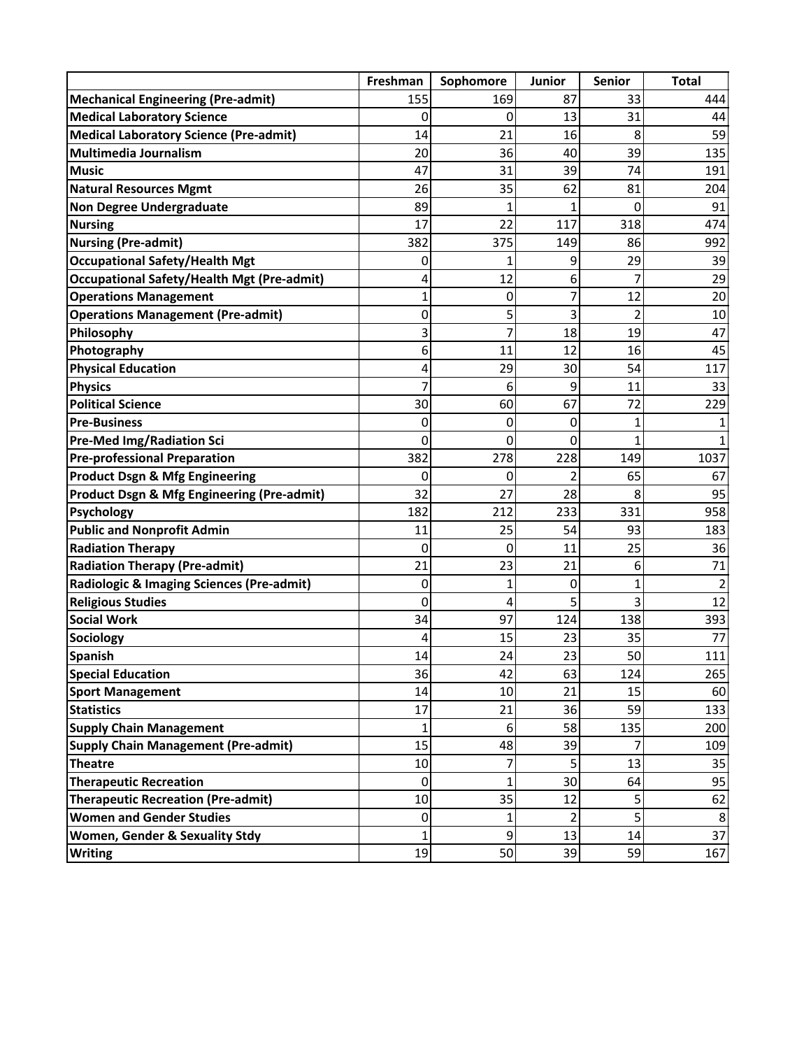| | Freshman | Sophomore | Junior | Senior | Total |
|---|---|---|---|---|---|
| **Mechanical Engineering (Pre-admit)** | 155 | 169 | 87 | 33 | 444 |
| **Medical Laboratory Science** | 0 | 0 | 13 | 31 | 44 |
| **Medical Laboratory Science (Pre-admit)** | 14 | 21 | 16 | 8 | 59 |
| **Multimedia Journalism** | 20 | 36 | 40 | 39 | 135 |
| **Music** | 47 | 31 | 39 | 74 | 191 |
| **Natural Resources Mgmt** | 26 | 35 | 62 | 81 | 204 |
| **Non Degree Undergraduate** | 89 | 1 | 1 | 0 | 91 |
| **Nursing** | 17 | 22 | 117 | 318 | 474 |
| **Nursing (Pre-admit)** | 382 | 375 | 149 | 86 | 992 |
| **Occupational Safety/Health Mgt** | 0 | 1 | 9 | 29 | 39 |
| **Occupational Safety/Health Mgt (Pre-admit)** | 4 | 12 | 6 | 7 | 29 |
| **Operations Management** | 1 | 0 | 7 | 12 | 20 |
| **Operations Management (Pre-admit)** | 0 | 5 | 3 | 2 | 10 |
| **Philosophy** | 3 | 7 | 18 | 19 | 47 |
| **Photography** | 6 | 11 | 12 | 16 | 45 |
| **Physical Education** | 4 | 29 | 30 | 54 | 117 |
| **Physics** | 7 | 6 | 9 | 11 | 33 |
| **Political Science** | 30 | 60 | 67 | 72 | 229 |
| **Pre-Business** | 0 | 0 | 0 | 1 | 1 |
| **Pre-Med Img/Radiation Sci** | 0 | 0 | 0 | 1 | 1 |
| **Pre-professional Preparation** | 382 | 278 | 228 | 149 | 1037 |
| **Product Dsgn & Mfg Engineering** | 0 | 0 | 2 | 65 | 67 |
| **Product Dsgn & Mfg Engineering (Pre-admit)** | 32 | 27 | 28 | 8 | 95 |
| **Psychology** | 182 | 212 | 233 | 331 | 958 |
| **Public and Nonprofit Admin** | 11 | 25 | 54 | 93 | 183 |
| **Radiation Therapy** | 0 | 0 | 11 | 25 | 36 |
| **Radiation Therapy (Pre-admit)** | 21 | 23 | 21 | 6 | 71 |
| **Radiologic & Imaging Sciences (Pre-admit)** | 0 | 1 | 0 | 1 | 2 |
| **Religious Studies** | 0 | 4 | 5 | 3 | 12 |
| **Social Work** | 34 | 97 | 124 | 138 | 393 |
| **Sociology** | 4 | 15 | 23 | 35 | 77 |
| **Spanish** | 14 | 24 | 23 | 50 | 111 |
| **Special Education** | 36 | 42 | 63 | 124 | 265 |
| **Sport Management** | 14 | 10 | 21 | 15 | 60 |
| **Statistics** | 17 | 21 | 36 | 59 | 133 |
| **Supply Chain Management** | 1 | 6 | 58 | 135 | 200 |
| **Supply Chain Management (Pre-admit)** | 15 | 48 | 39 | 7 | 109 |
| **Theatre** | 10 | 7 | 5 | 13 | 35 |
| **Therapeutic Recreation** | 0 | 1 | 30 | 64 | 95 |
| **Therapeutic Recreation (Pre-admit)** | 10 | 35 | 12 | 5 | 62 |
| **Women and Gender Studies** | 0 | 1 | 2 | 5 | 8 |
| **Women, Gender & Sexuality Stdy** | 1 | 9 | 13 | 14 | 37 |
| **Writing** | 19 | 50 | 39 | 59 | 167 |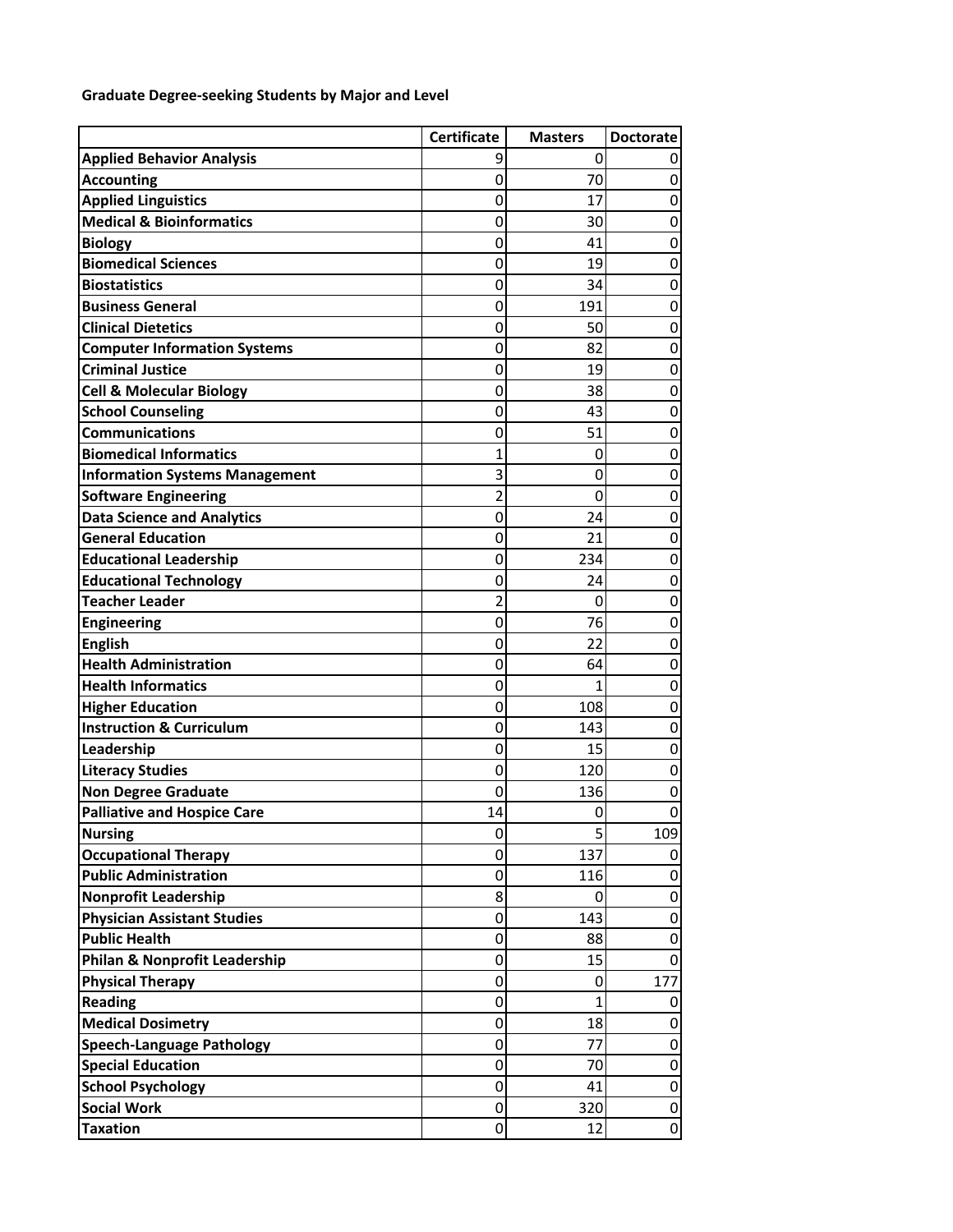**Graduate Degree-seeking Students by Major and Level**

| | Certificate | Masters | Doctorate |
|---|---|---|---|
| **Applied Behavior Analysis** | 9 | 0 | 0 |
| **Accounting** | 0 | 70 | 0 |
| **Applied Linguistics** | 0 | 17 | 0 |
| **Medical & Bioinformatics** | 0 | 30 | 0 |
| **Biology** | 0 | 41 | 0 |
| **Biomedical Sciences** | 0 | 19 | 0 |
| **Biostatistics** | 0 | 34 | 0 |
| **Business General** | 0 | 191 | 0 |
| **Clinical Dietetics** | 0 | 50 | 0 |
| **Computer Information Systems** | 0 | 82 | 0 |
| **Criminal Justice** | 0 | 19 | 0 |
| **Cell & Molecular Biology** | 0 | 38 | 0 |
| **School Counseling** | 0 | 43 | 0 |
| **Communications** | 0 | 51 | 0 |
| **Biomedical Informatics** | 1 | 0 | 0 |
| **Information Systems Management** | 3 | 0 | 0 |
| **Software Engineering** | 2 | 0 | 0 |
| **Data Science and Analytics** | 0 | 24 | 0 |
| **General Education** | 0 | 21 | 0 |
| **Educational Leadership** | 0 | 234 | 0 |
| **Educational Technology** | 0 | 24 | 0 |
| **Teacher Leader** | 2 | 0 | 0 |
| **Engineering** | 0 | 76 | 0 |
| **English** | 0 | 22 | 0 |
| **Health Administration** | 0 | 64 | 0 |
| **Health Informatics** | 0 | 1 | 0 |
| **Higher Education** | 0 | 108 | 0 |
| **Instruction & Curriculum** | 0 | 143 | 0 |
| **Leadership** | 0 | 15 | 0 |
| **Literacy Studies** | 0 | 120 | 0 |
| **Non Degree Graduate** | 0 | 136 | 0 |
| **Palliative and Hospice Care** | 14 | 0 | 0 |
| **Nursing** | 0 | 5 | 109 |
| **Occupational Therapy** | 0 | 137 | 0 |
| **Public Administration** | 0 | 116 | 0 |
| **Nonprofit Leadership** | 8 | 0 | 0 |
| **Physician Assistant Studies** | 0 | 143 | 0 |
| **Public Health** | 0 | 88 | 0 |
| **Philan & Nonprofit Leadership** | 0 | 15 | 0 |
| **Physical Therapy** | 0 | 0 | 177 |
| **Reading** | 0 | 1 | 0 |
| **Medical Dosimetry** | 0 | 18 | 0 |
| **Speech-Language Pathology** | 0 | 77 | 0 |
| **Special Education** | 0 | 70 | 0 |
| **School Psychology** | 0 | 41 | 0 |
| **Social Work** | 0 | 320 | 0 |
| **Taxation** | 0 | 12 | 0 |